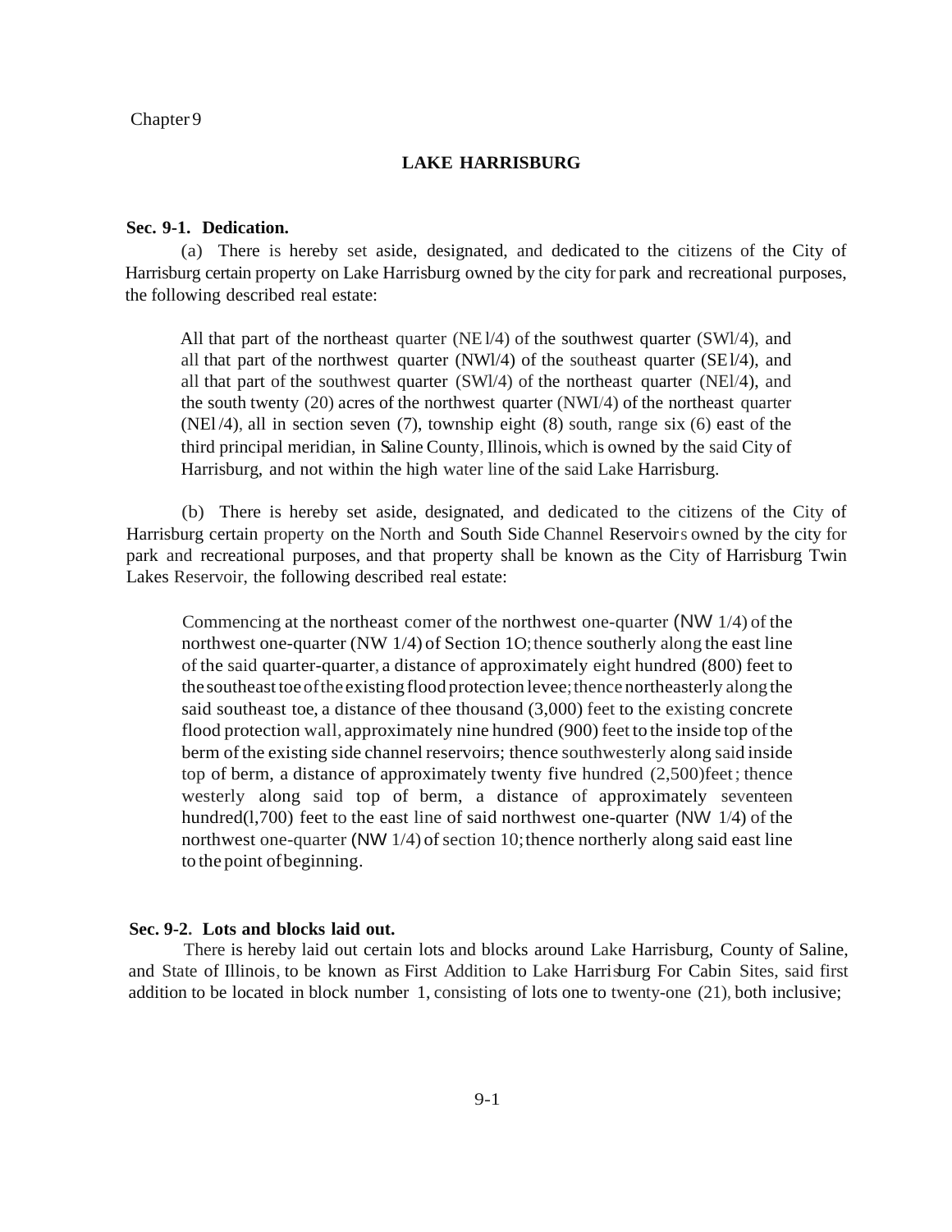Chapter 9

# LAKE HARRISBURG

**Sec. 9-1. Dedication.**

(a) There is hereby set aside, designated, and dedicated to the citizens of the City of Harrisburg certain property on Lake Harrisburg owned by the city for park and recreational purposes, the following described real estate:

> All that part of the northeast quarter (NE l/4) of the southwest quarter (SWl/4), and all that part of the northwest quarter (NWl/4) of the southeast quarter (SEl/4), and all that part of the southwest quarter (SWl/4) of the northeast quarter (NEl/4), and the south twenty (20) acres of the northwest quarter (NWI/4) of the northeast quarter (NEl/4), all in section seven (7), township eight (8) south, range six (6) east of the third principal meridian, in Saline County, Illinois, which is owned by the said City of Harrisburg, and not within the high water line of the said Lake Harrisburg.

(b) There is hereby set aside, designated, and dedicated to the citizens of the City of Harrisburg certain property on the North and South Side Channel Reservoirs owned by the city for park and recreational purposes, and that property shall be known as the City of Harrisburg Twin Lakes Reservoir, the following described real estate:

> Commencing at the northeast comer of the northwest one-quarter (NW 1/4) of the northwest one-quarter (NW 1/4) of Section 1O; thence southerly along the east line of the said quarter-quarter, a distance of approximately eight hundred (800) feet to the southeast toe of the existing flood protection levee; thence northeasterly along the said southeast toe, a distance of thee thousand (3,000) feet to the existing concrete flood protection wall, approximately nine hundred (900) feet to the inside top of the berm of the existing side channel reservoirs; thence southwesterly along said inside top of berm, a distance of approximately twenty five hundred (2,500)feet; thence westerly along said top of berm, a distance of approximately seventeen hundred(l,700) feet to the east line of said northwest one-quarter (NW 1/4) of the northwest one-quarter (NW 1/4) of section 10; thence northerly along said east line to the point of beginning.

**Sec. 9-2. Lots and blocks laid out.**

There is hereby laid out certain lots and blocks around Lake Harrisburg, County of Saline, and State of Illinois, to be known as First Addition to Lake Harrisburg For Cabin Sites, said first addition to be located in block number 1, consisting of lots one to twenty-one (21), both inclusive;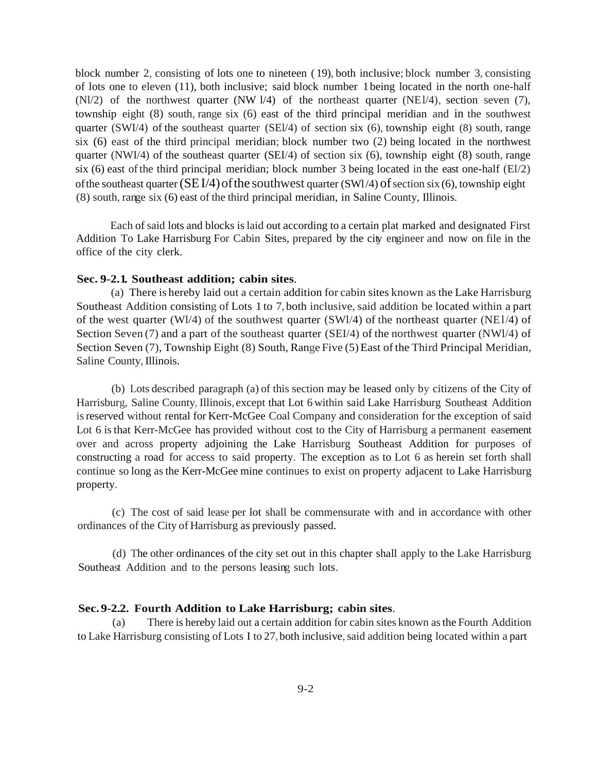block number 2, consisting of lots one to nineteen (19), both inclusive; block number 3, consisting of lots one to eleven (11), both inclusive; said block number 1 being located in the north one-half (Nl/2) of the northwest quarter (NW l/4) of the northeast quarter (NEl/4), section seven (7), township eight (8) south, range six (6) east of the third principal meridian and in the southwest quarter (SWI/4) of the southeast quarter (SEl/4) of section six (6), township eight (8) south, range six (6) east of the third principal meridian; block number two (2) being located in the northwest quarter (NWI/4) of the southeast quarter (SEI/4) of section six (6), township eight (8) south, range six (6) east of the third principal meridian; block number 3 being located in the east one-half (El/2) of the southeast quarter (SE I/4) of the southwest quarter (SWl/4) of section six (6), township eight (8) south, range six (6) east of the third principal meridian, in Saline County, Illinois.

Each of said lots and blocks is laid out according to a certain plat marked and designated First Addition To Lake Harrisburg For Cabin Sites, prepared by the city engineer and now on file in the office of the city clerk.

**Sec. 9-2.1. Southeast addition; cabin sites**.

(a) There is hereby laid out a certain addition for cabin sites known as the Lake Harrisburg Southeast Addition consisting of Lots 1 to 7, both inclusive, said addition be located within a part of the west quarter (Wl/4) of the southwest quarter (SWl/4) of the northeast quarter (NEl/4) of Section Seven (7) and a part of the southeast quarter (SEI/4) of the northwest quarter (NWl/4) of Section Seven (7), Township Eight (8) South, Range Five (5) East of the Third Principal Meridian, Saline County, Illinois.

(b) Lots described paragraph (a) of this section may be leased only by citizens of the City of Harrisburg, Saline County, Illinois, except that Lot 6 within said Lake Harrisburg Southeast Addition is reserved without rental for Kerr-McGee Coal Company and consideration for the exception of said Lot 6 is that Kerr-McGee has provided without cost to the City of Harrisburg a permanent easement over and across property adjoining the Lake Harrisburg Southeast Addition for purposes of constructing a road for access to said property. The exception as to Lot 6 as herein set forth shall continue so long as the Kerr-McGee mine continues to exist on property adjacent to Lake Harrisburg property.

(c) The cost of said lease per lot shall be commensurate with and in accordance with other ordinances of the City of Harrisburg as previously passed.

(d) The other ordinances of the city set out in this chapter shall apply to the Lake Harrisburg Southeast Addition and to the persons leasing such lots.

**Sec. 9-2.2. Fourth Addition to Lake Harrisburg; cabin sites**.

(a) There is hereby laid out a certain addition for cabin sites known as the Fourth Addition to Lake Harrisburg consisting of Lots I to 27, both inclusive, said addition being located within a part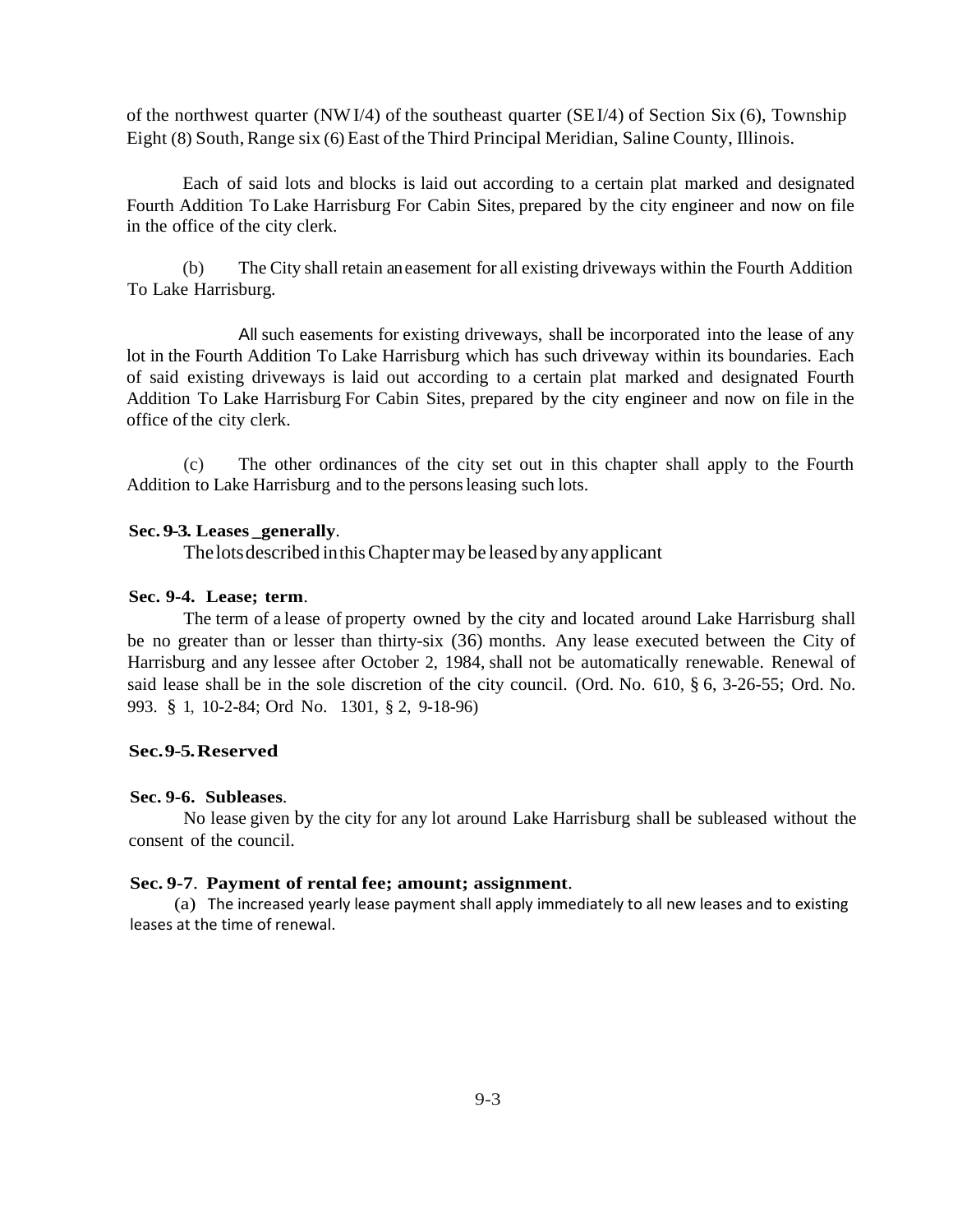of the northwest quarter (NW I/4) of the southeast quarter (SE I/4) of Section Six (6), Township Eight (8) South, Range six (6) East of the Third Principal Meridian, Saline County, Illinois.

Each of said lots and blocks is laid out according to a certain plat marked and designated Fourth Addition To Lake Harrisburg For Cabin Sites, prepared by the city engineer and now on file in the office of the city clerk.

(b) The City shall retain an easement for all existing driveways within the Fourth Addition To Lake Harrisburg.

All such easements for existing driveways, shall be incorporated into the lease of any lot in the Fourth Addition To Lake Harrisburg which has such driveway within its boundaries. Each of said existing driveways is laid out according to a certain plat marked and designated Fourth Addition To Lake Harrisburg For Cabin Sites, prepared by the city engineer and now on file in the office of the city clerk.

(c) The other ordinances of the city set out in this chapter shall apply to the Fourth Addition to Lake Harrisburg and to the persons leasing such lots.

**Sec. 9-3. Leases _generally**.

The lots described in this Chapter may be leased by any applicant

**Sec. 9-4. Lease; term**.

The term of a lease of property owned by the city and located around Lake Harrisburg shall be no greater than or lesser than thirty-six (36) months. Any lease executed between the City of Harrisburg and any lessee after October 2, 1984, shall not be automatically renewable. Renewal of said lease shall be in the sole discretion of the city council. (Ord. No. 610, § 6, 3-26-55; Ord. No. 993. § 1, 10-2-84; Ord No. 1301, § 2, 9-18-96)

**Sec. 9-5. Reserved**

**Sec. 9-6. Subleases**.

No lease given by the city for any lot around Lake Harrisburg shall be subleased without the consent of the council.

**Sec. 9-7**. **Payment of rental fee; amount; assignment**.

(a) The increased yearly lease payment shall apply immediately to all new leases and to existing leases at the time of renewal.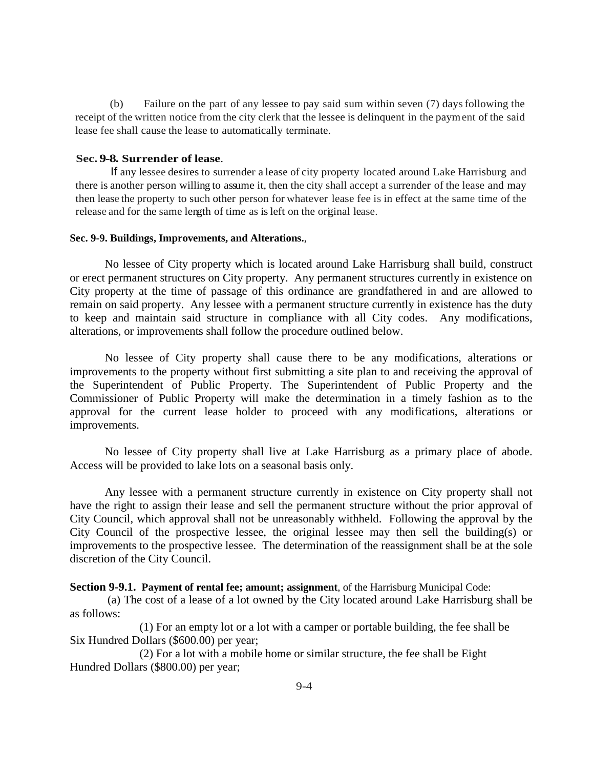(b) Failure on the part of any lessee to pay said sum within seven (7) days following the receipt of the written notice from the city clerk that the lessee is delinquent in the payment of the said lease fee shall cause the lease to automatically terminate.

**Sec. 9-8. Surrender of lease**.

If any lessee desires to surrender a lease of city property located around Lake Harrisburg and there is another person willing to assume it, then the city shall accept a surrender of the lease and may then lease the property to such other person for whatever lease fee is in effect at the same time of the release and for the same length of time as is left on the original lease.

**Sec. 9-9. Buildings, Improvements, and Alterations.**,

No lessee of City property which is located around Lake Harrisburg shall build, construct or erect permanent structures on City property. Any permanent structures currently in existence on City property at the time of passage of this ordinance are grandfathered in and are allowed to remain on said property. Any lessee with a permanent structure currently in existence has the duty to keep and maintain said structure in compliance with all City codes. Any modifications, alterations, or improvements shall follow the procedure outlined below.

No lessee of City property shall cause there to be any modifications, alterations or improvements to the property without first submitting a site plan to and receiving the approval of the Superintendent of Public Property. The Superintendent of Public Property and the Commissioner of Public Property will make the determination in a timely fashion as to the approval for the current lease holder to proceed with any modifications, alterations or improvements.

No lessee of City property shall live at Lake Harrisburg as a primary place of abode. Access will be provided to lake lots on a seasonal basis only.

Any lessee with a permanent structure currently in existence on City property shall not have the right to assign their lease and sell the permanent structure without the prior approval of City Council, which approval shall not be unreasonably withheld. Following the approval by the City Council of the prospective lessee, the original lessee may then sell the building(s) or improvements to the prospective lessee. The determination of the reassignment shall be at the sole discretion of the City Council.

**Section 9-9.1. Payment of rental fee; amount; assignment**, of the Harrisburg Municipal Code:

(a) The cost of a lease of a lot owned by the City located around Lake Harrisburg shall be as follows:

(1) For an empty lot or a lot with a camper or portable building, the fee shall be Six Hundred Dollars ($600.00) per year;

(2) For a lot with a mobile home or similar structure, the fee shall be Eight Hundred Dollars ($800.00) per year;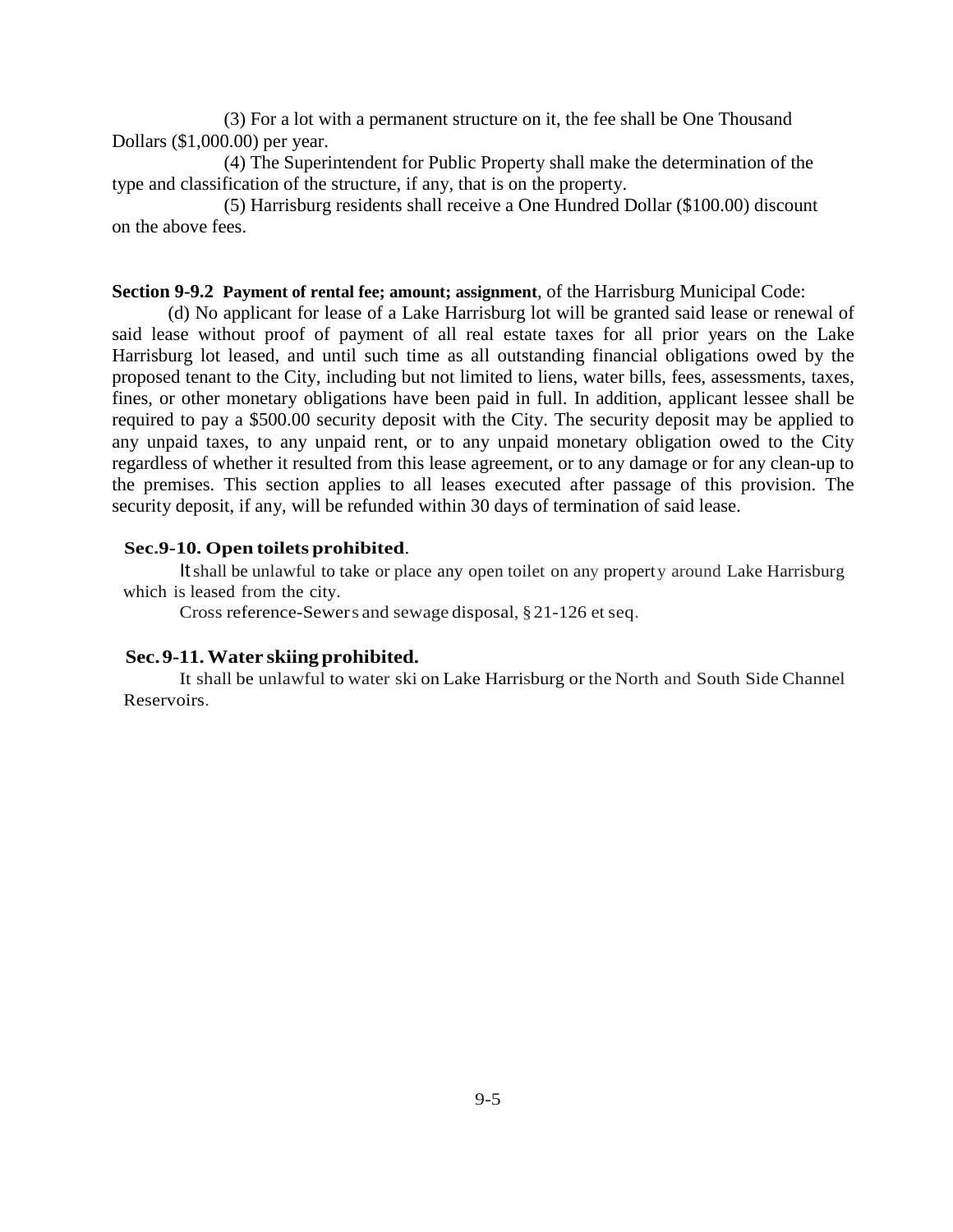(3) For a lot with a permanent structure on it, the fee shall be One Thousand Dollars ($1,000.00) per year.

(4) The Superintendent for Public Property shall make the determination of the type and classification of the structure, if any, that is on the property.

(5) Harrisburg residents shall receive a One Hundred Dollar ($100.00) discount on the above fees.

**Section 9-9.2 Payment of rental fee; amount; assignment**, of the Harrisburg Municipal Code:

(d) No applicant for lease of a Lake Harrisburg lot will be granted said lease or renewal of said lease without proof of payment of all real estate taxes for all prior years on the Lake Harrisburg lot leased, and until such time as all outstanding financial obligations owed by the proposed tenant to the City, including but not limited to liens, water bills, fees, assessments, taxes, fines, or other monetary obligations have been paid in full. In addition, applicant lessee shall be required to pay a $500.00 security deposit with the City. The security deposit may be applied to any unpaid taxes, to any unpaid rent, or to any unpaid monetary obligation owed to the City regardless of whether it resulted from this lease agreement, or to any damage or for any clean-up to the premises. This section applies to all leases executed after passage of this provision. The security deposit, if any, will be refunded within 30 days of termination of said lease.

**Sec. 9-10. Open toilets prohibited.**

It shall be unlawful to take or place any open toilet on any property around Lake Harrisburg which is leased from the city.

Cross reference-Sewers and sewage disposal, § 21-126 et seq.

**Sec. 9-11. Water skiing prohibited.**

It shall be unlawful to water ski on Lake Harrisburg or the North and South Side Channel Reservoirs.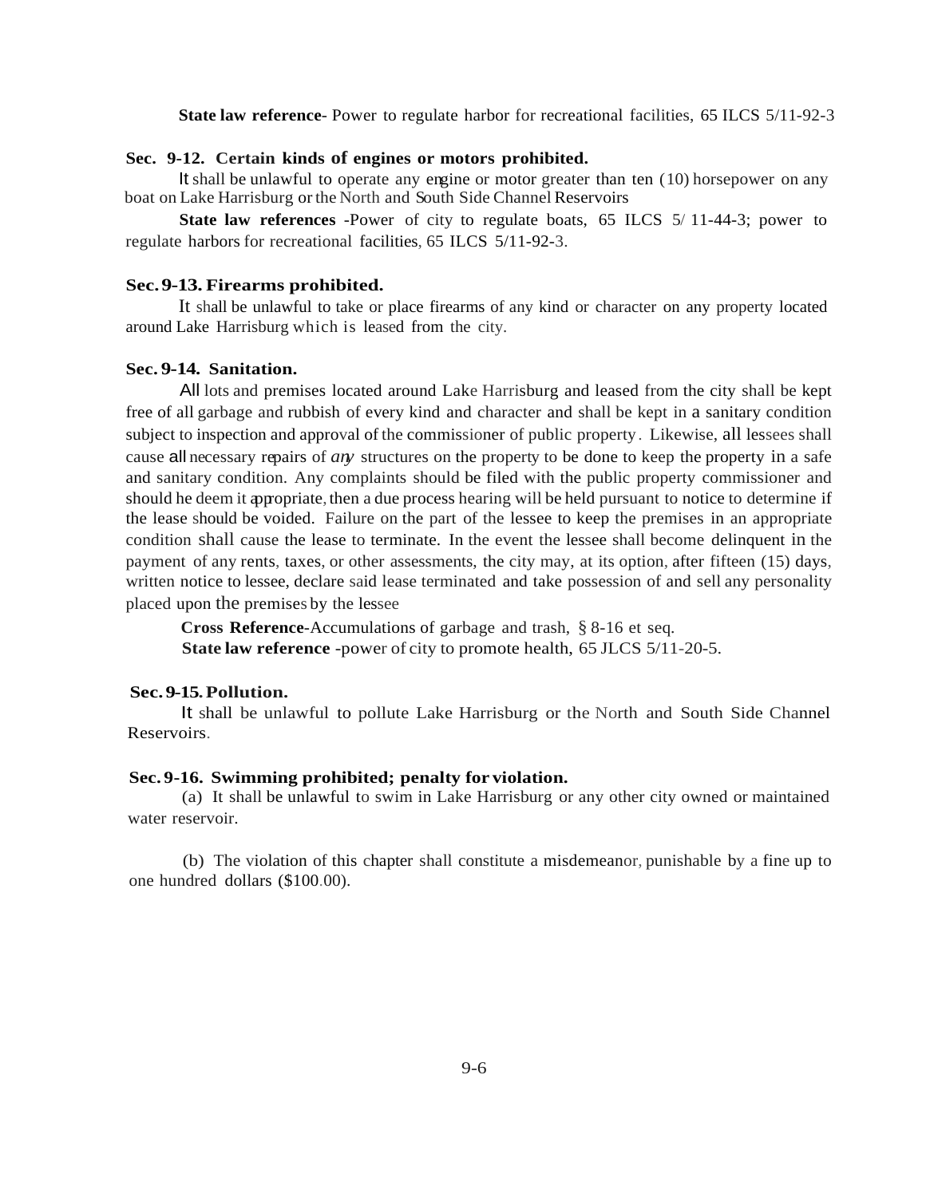**State law reference**- Power to regulate harbor for recreational facilities, 65 ILCS 5/11-92-3

### Sec. 9-12. Certain kinds of engines or motors prohibited.

It shall be unlawful to operate any engine or motor greater than ten (10) horsepower on any boat on Lake Harrisburg or the North and South Side Channel Reservoirs

**State law references** -Power of city to regulate boats, 65 ILCS 5/ 11-44-3; power to regulate harbors for recreational facilities, 65 ILCS 5/11-92-3.

### Sec. 9-13. Firearms prohibited.

It shall be unlawful to take or place firearms of any kind or character on any property located around Lake Harrisburg which is leased from the city.

### Sec. 9-14. Sanitation.

All lots and premises located around Lake Harrisburg and leased from the city shall be kept free of all garbage and rubbish of every kind and character and shall be kept in a sanitary condition subject to inspection and approval of the commissioner of public property. Likewise, all lessees shall cause all necessary repairs of *any* structures on the property to be done to keep the property in a safe and sanitary condition. Any complaints should be filed with the public property commissioner and should he deem it appropriate, then a due process hearing will be held pursuant to notice to determine if the lease should be voided. Failure on the part of the lessee to keep the premises in an appropriate condition shall cause the lease to terminate. In the event the lessee shall become delinquent in the payment of any rents, taxes, or other assessments, the city may, at its option, after fifteen (15) days, written notice to lessee, declare said lease terminated and take possession of and sell any personality placed upon the premises by the lessee

**Cross Reference**-Accumulations of garbage and trash, § 8-16 et seq.
**State law reference** -power of city to promote health, 65 JLCS 5/11-20-5.

### Sec. 9-15. Pollution.

It shall be unlawful to pollute Lake Harrisburg or the North and South Side Channel Reservoirs.

### Sec. 9-16. Swimming prohibited; penalty for violation.

(a) It shall be unlawful to swim in Lake Harrisburg or any other city owned or maintained water reservoir.

(b) The violation of this chapter shall constitute a misdemeanor, punishable by a fine up to one hundred dollars ($100.00).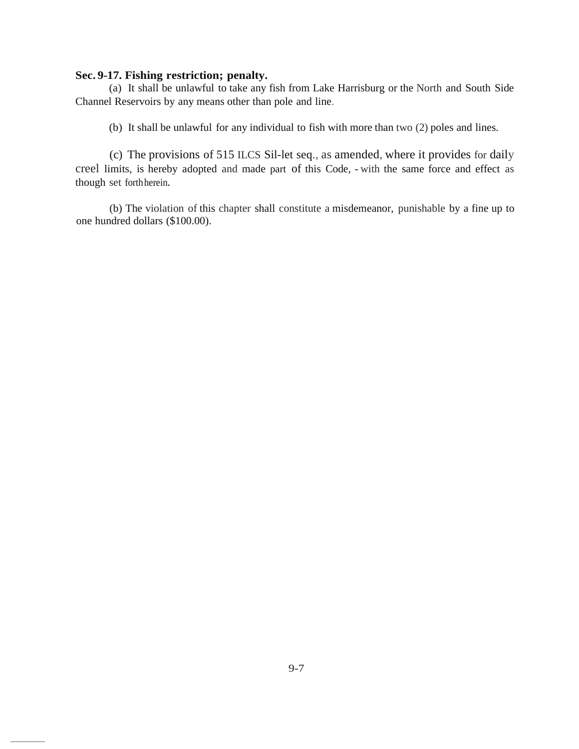**Sec. 9-17. Fishing restriction; penalty.**

(a) It shall be unlawful to take any fish from Lake Harrisburg or the North and South Side Channel Reservoirs by any means other than pole and line.

(b) It shall be unlawful for any individual to fish with more than two (2) poles and lines.

(c) The provisions of 515 ILCS Sil-let seq., as amended, where it provides for daily creel limits, is hereby adopted and made part of this Code, - with the same force and effect as though set forthherein.

(b) The violation of this chapter shall constitute a misdemeanor, punishable by a fine up to one hundred dollars ($100.00).